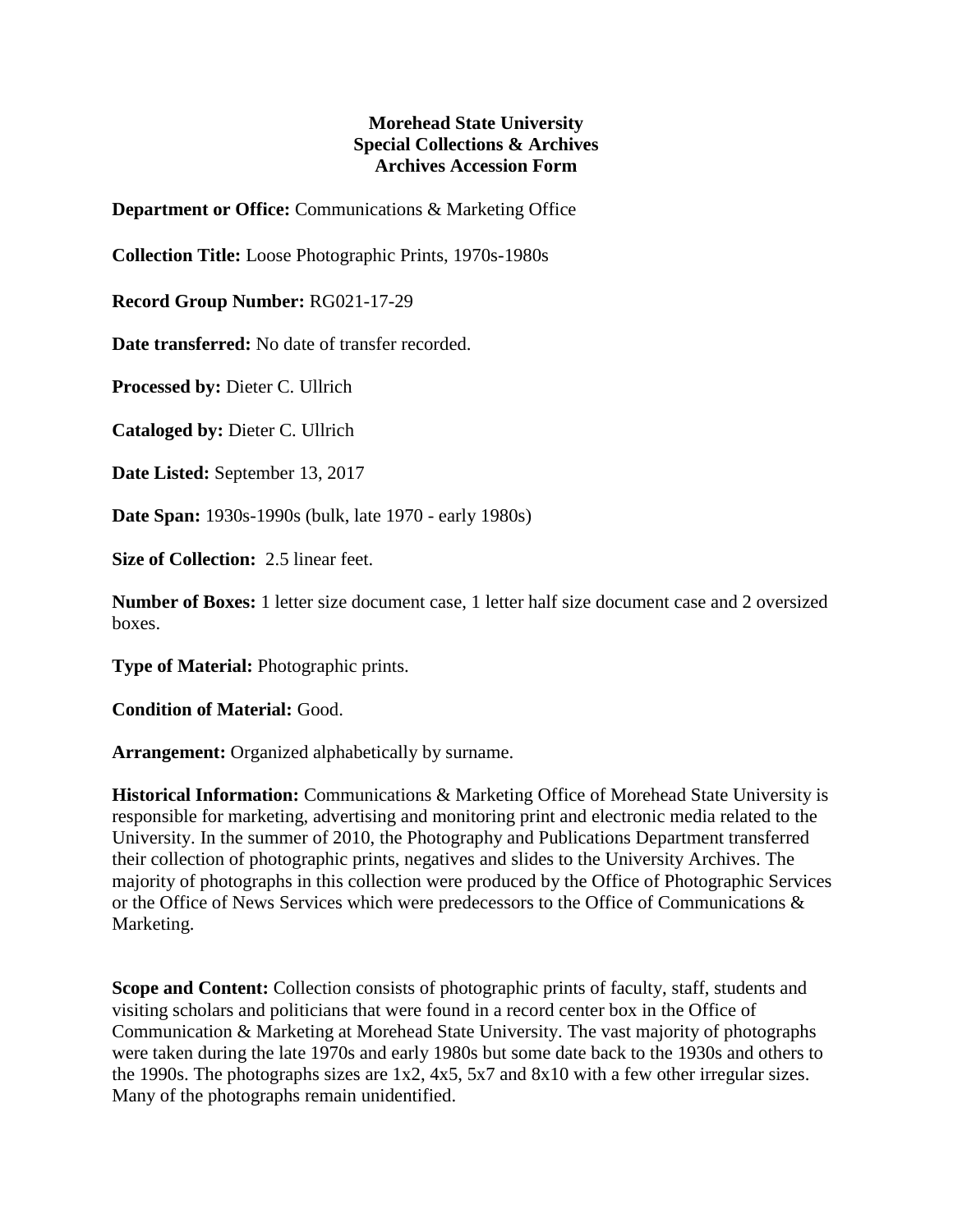**Morehead State University**
**Special Collections & Archives**
**Archives Accession Form**

**Department or Office:** Communications & Marketing Office

**Collection Title:** Loose Photographic Prints, 1970s-1980s

**Record Group Number:** RG021-17-29

**Date transferred:** No date of transfer recorded.

**Processed by:** Dieter C. Ullrich

**Cataloged by:** Dieter C. Ullrich

**Date Listed:** September 13, 2017

**Date Span:** 1930s-1990s (bulk, late 1970 - early 1980s)

**Size of Collection:** 2.5 linear feet.

**Number of Boxes:** 1 letter size document case, 1 letter half size document case and 2 oversized boxes.

**Type of Material:** Photographic prints.

**Condition of Material:** Good.

**Arrangement:** Organized alphabetically by surname.

**Historical Information:** Communications & Marketing Office of Morehead State University is responsible for marketing, advertising and monitoring print and electronic media related to the University. In the summer of 2010, the Photography and Publications Department transferred their collection of photographic prints, negatives and slides to the University Archives. The majority of photographs in this collection were produced by the Office of Photographic Services or the Office of News Services which were predecessors to the Office of Communications & Marketing.

**Scope and Content:** Collection consists of photographic prints of faculty, staff, students and visiting scholars and politicians that were found in a record center box in the Office of Communication & Marketing at Morehead State University. The vast majority of photographs were taken during the late 1970s and early 1980s but some date back to the 1930s and others to the 1990s. The photographs sizes are 1x2, 4x5, 5x7 and 8x10 with a few other irregular sizes. Many of the photographs remain unidentified.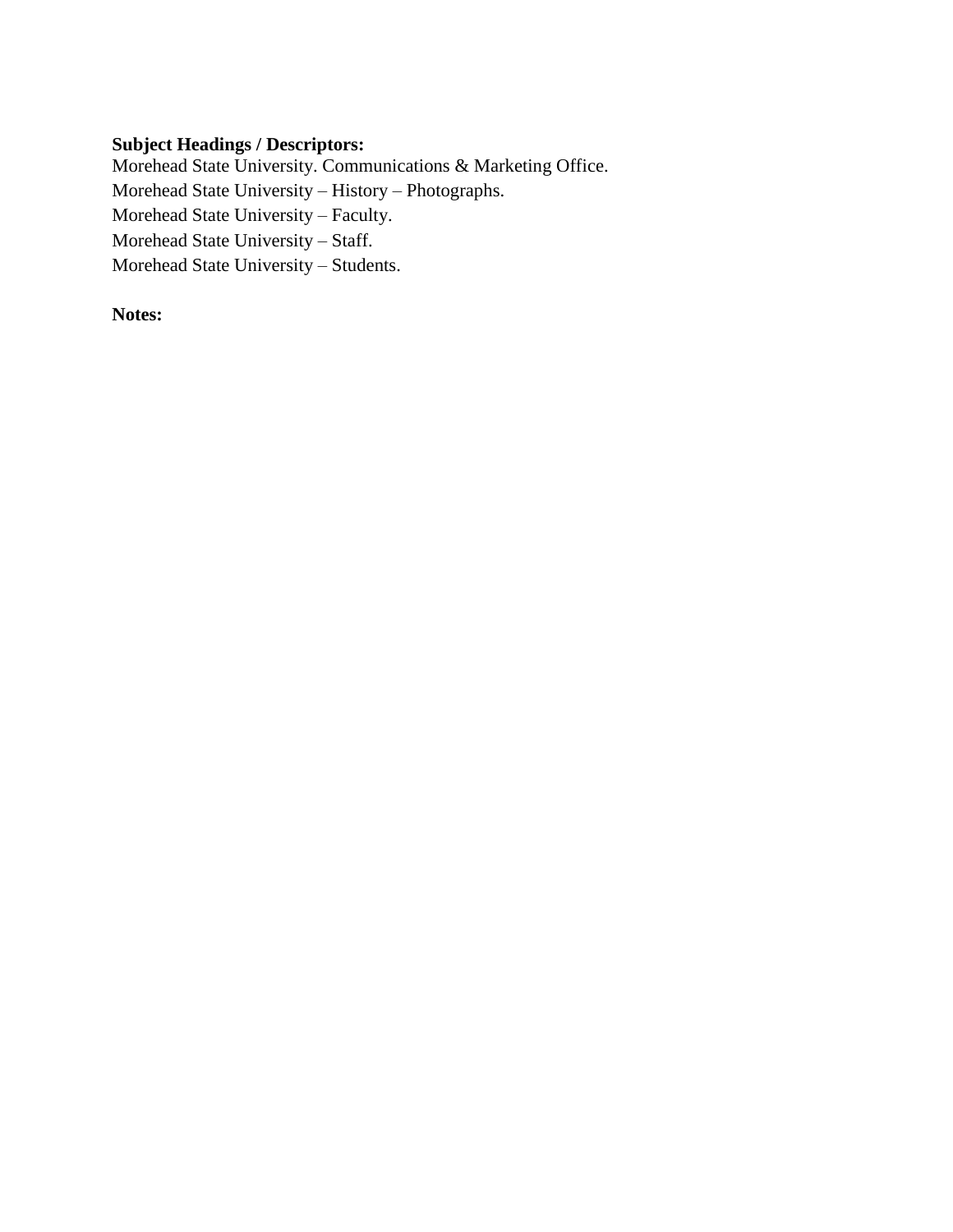**Subject Headings / Descriptors:**

Morehead State University. Communications & Marketing Office.
Morehead State University – History – Photographs.
Morehead State University – Faculty.
Morehead State University – Staff.
Morehead State University – Students.

**Notes:**